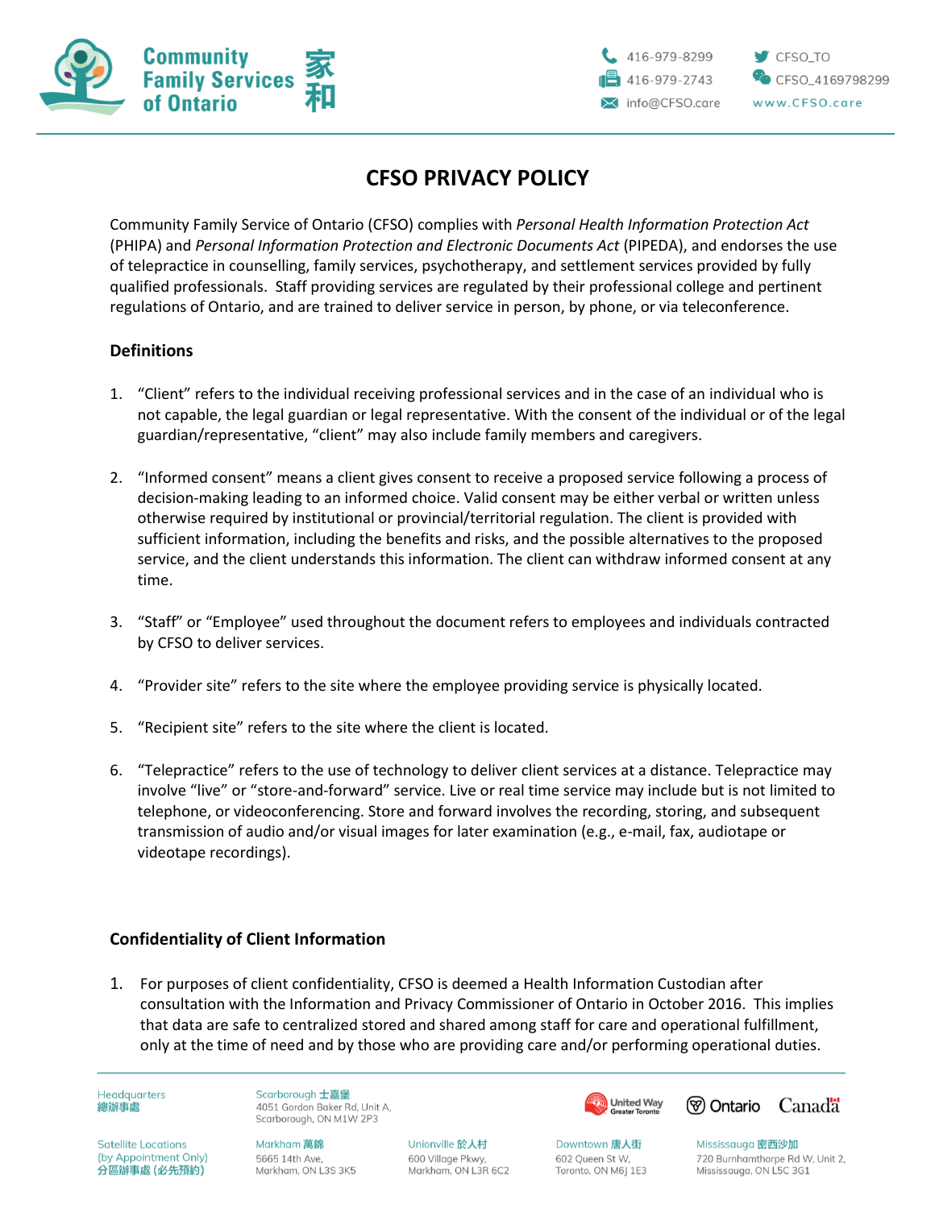# CFSO PRIVACY POLICY

Community Family Service of Ontario (CFSO) complies with *Personal Health Information Protection Act* (PHIPA) and *Personal Information Protection and Electronic Documents Act* (PIPEDA), and endorses the use of telepractice in counselling, family services, psychotherapy, and settlement services provided by fully qualified professionals. Staff providing services are regulated by their professional college and pertinent regulations of Ontario, and are trained to deliver service in person, by phone, or via teleconference.

## Definitions

1. "Client" refers to the individual receiving professional services and in the case of an individual who is not capable, the legal guardian or legal representative. With the consent of the individual or of the legal guardian/representative, "client" may also include family members and caregivers.

2. "Informed consent" means a client gives consent to receive a proposed service following a process of decision-making leading to an informed choice. Valid consent may be either verbal or written unless otherwise required by institutional or provincial/territorial regulation. The client is provided with sufficient information, including the benefits and risks, and the possible alternatives to the proposed service, and the client understands this information. The client can withdraw informed consent at any time.

3. "Staff" or "Employee" used throughout the document refers to employees and individuals contracted by CFSO to deliver services.

4. "Provider site" refers to the site where the employee providing service is physically located.

5. "Recipient site" refers to the site where the client is located.

6. "Telepractice" refers to the use of technology to deliver client services at a distance. Telepractice may involve "live" or "store-and-forward" service. Live or real time service may include but is not limited to telephone, or videoconferencing. Store and forward involves the recording, storing, and subsequent transmission of audio and/or visual images for later examination (e.g., e-mail, fax, audiotape or videotape recordings).

## Confidentiality of Client Information

1. For purposes of client confidentiality, CFSO is deemed a Health Information Custodian after consultation with the Information and Privacy Commissioner of Ontario in October 2016. This implies that data are safe to centralized stored and shared among staff for care and operational fulfillment, only at the time of need and by those who are providing care and/or performing operational duties.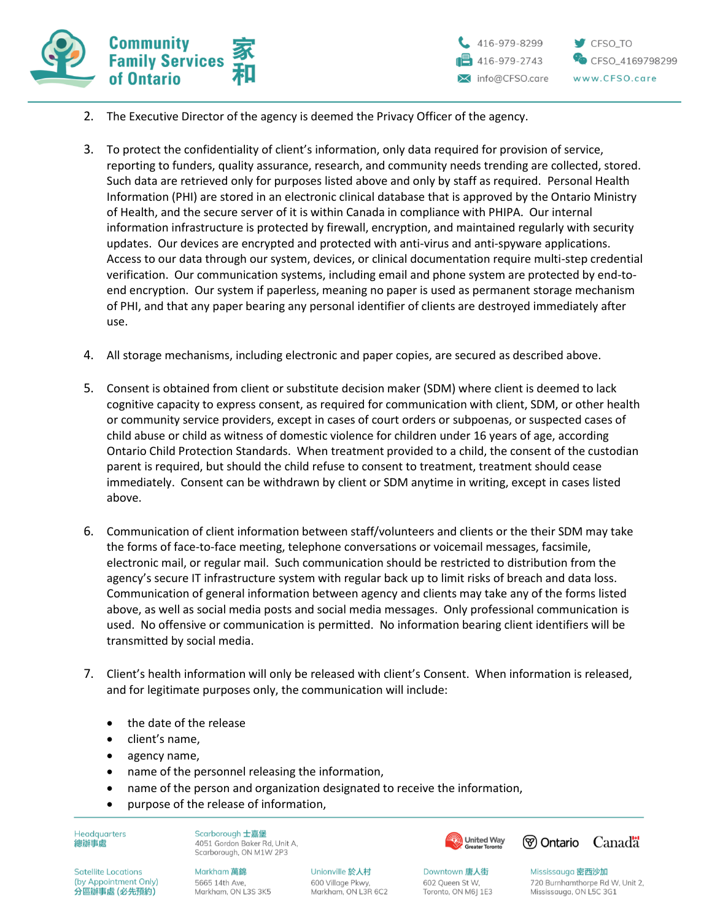2. The Executive Director of the agency is deemed the Privacy Officer of the agency.

3. To protect the confidentiality of client's information, only data required for provision of service, reporting to funders, quality assurance, research, and community needs trending are collected, stored. Such data are retrieved only for purposes listed above and only by staff as required. Personal Health Information (PHI) are stored in an electronic clinical database that is approved by the Ontario Ministry of Health, and the secure server of it is within Canada in compliance with PHIPA. Our internal information infrastructure is protected by firewall, encryption, and maintained regularly with security updates. Our devices are encrypted and protected with anti-virus and anti-spyware applications. Access to our data through our system, devices, or clinical documentation require multi-step credential verification. Our communication systems, including email and phone system are protected by end-to-end encryption. Our system if paperless, meaning no paper is used as permanent storage mechanism of PHI, and that any paper bearing any personal identifier of clients are destroyed immediately after use.

4. All storage mechanisms, including electronic and paper copies, are secured as described above.

5. Consent is obtained from client or substitute decision maker (SDM) where client is deemed to lack cognitive capacity to express consent, as required for communication with client, SDM, or other health or community service providers, except in cases of court orders or subpoenas, or suspected cases of child abuse or child as witness of domestic violence for children under 16 years of age, according Ontario Child Protection Standards. When treatment provided to a child, the consent of the custodian parent is required, but should the child refuse to consent to treatment, treatment should cease immediately. Consent can be withdrawn by client or SDM anytime in writing, except in cases listed above.

6. Communication of client information between staff/volunteers and clients or the their SDM may take the forms of face-to-face meeting, telephone conversations or voicemail messages, facsimile, electronic mail, or regular mail. Such communication should be restricted to distribution from the agency's secure IT infrastructure system with regular back up to limit risks of breach and data loss. Communication of general information between agency and clients may take any of the forms listed above, as well as social media posts and social media messages. Only professional communication is used. No offensive or communication is permitted. No information bearing client identifiers will be transmitted by social media.

7. Client's health information will only be released with client's Consent. When information is released, and for legitimate purposes only, the communication will include:

   - the date of the release
   - client's name,
   - agency name,
   - name of the personnel releasing the information,
   - name of the person and organization designated to receive the information,
   - purpose of the release of information,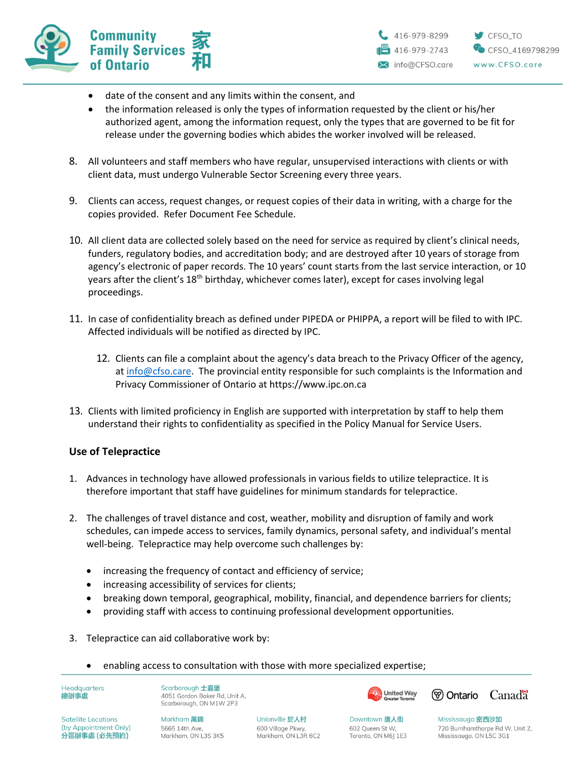- date of the consent and any limits within the consent, and
- the information released is only the types of information requested by the client or his/her authorized agent, among the information request, only the types that are governed to be fit for release under the governing bodies which abides the worker involved will be released.

8. All volunteers and staff members who have regular, unsupervised interactions with clients or with client data, must undergo Vulnerable Sector Screening every three years.

9. Clients can access, request changes, or request copies of their data in writing, with a charge for the copies provided. Refer Document Fee Schedule.

10. All client data are collected solely based on the need for service as required by client's clinical needs, funders, regulatory bodies, and accreditation body; and are destroyed after 10 years of storage from agency's electronic of paper records. The 10 years' count starts from the last service interaction, or 10 years after the client's 18th birthday, whichever comes later), except for cases involving legal proceedings.

11. In case of confidentiality breach as defined under PIPEDA or PHIPPA, a report will be filed to with IPC. Affected individuals will be notified as directed by IPC.

12. Clients can file a complaint about the agency's data breach to the Privacy Officer of the agency, at info@cfso.care. The provincial entity responsible for such complaints is the Information and Privacy Commissioner of Ontario at https://www.ipc.on.ca

13. Clients with limited proficiency in English are supported with interpretation by staff to help them understand their rights to confidentiality as specified in the Policy Manual for Service Users.

### Use of Telepractice

1. Advances in technology have allowed professionals in various fields to utilize telepractice. It is therefore important that staff have guidelines for minimum standards for telepractice.

2. The challenges of travel distance and cost, weather, mobility and disruption of family and work schedules, can impede access to services, family dynamics, personal safety, and individual's mental well-being. Telepractice may help overcome such challenges by:

   - increasing the frequency of contact and efficiency of service;
   - increasing accessibility of services for clients;
   - breaking down temporal, geographical, mobility, financial, and dependence barriers for clients;
   - providing staff with access to continuing professional development opportunities.

3. Telepractice can aid collaborative work by:

   - enabling access to consultation with those with more specialized expertise;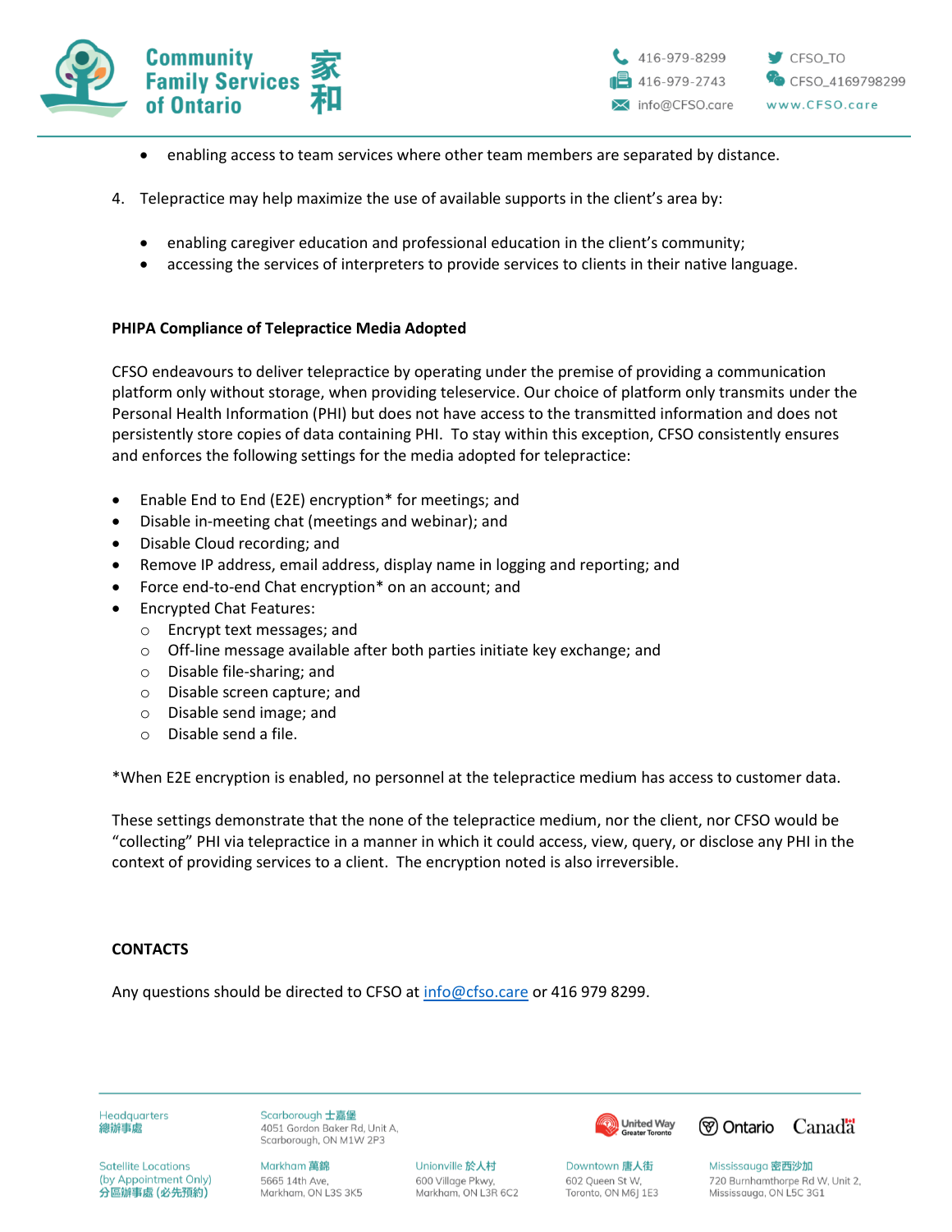- enabling access to team services where other team members are separated by distance.

4. Telepractice may help maximize the use of available supports in the client's area by:

    - enabling caregiver education and professional education in the client's community;
    - accessing the services of interpreters to provide services to clients in their native language.

**PHIPA Compliance of Telepractice Media Adopted**

CFSO endeavours to deliver telepractice by operating under the premise of providing a communication platform only without storage, when providing teleservice. Our choice of platform only transmits under the Personal Health Information (PHI) but does not have access to the transmitted information and does not persistently store copies of data containing PHI. To stay within this exception, CFSO consistently ensures and enforces the following settings for the media adopted for telepractice:

- Enable End to End (E2E) encryption* for meetings; and
- Disable in-meeting chat (meetings and webinar); and
- Disable Cloud recording; and
- Remove IP address, email address, display name in logging and reporting; and
- Force end-to-end Chat encryption* on an account; and
- Encrypted Chat Features:
    - Encrypt text messages; and
    - Off-line message available after both parties initiate key exchange; and
    - Disable file-sharing; and
    - Disable screen capture; and
    - Disable send image; and
    - Disable send a file.

*When E2E encryption is enabled, no personnel at the telepractice medium has access to customer data.

These settings demonstrate that the none of the telepractice medium, nor the client, nor CFSO would be "collecting" PHI via telepractice in a manner in which it could access, view, query, or disclose any PHI in the context of providing services to a client. The encryption noted is also irreversible.

**CONTACTS**

Any questions should be directed to CFSO at info@cfso.care or 416 979 8299.